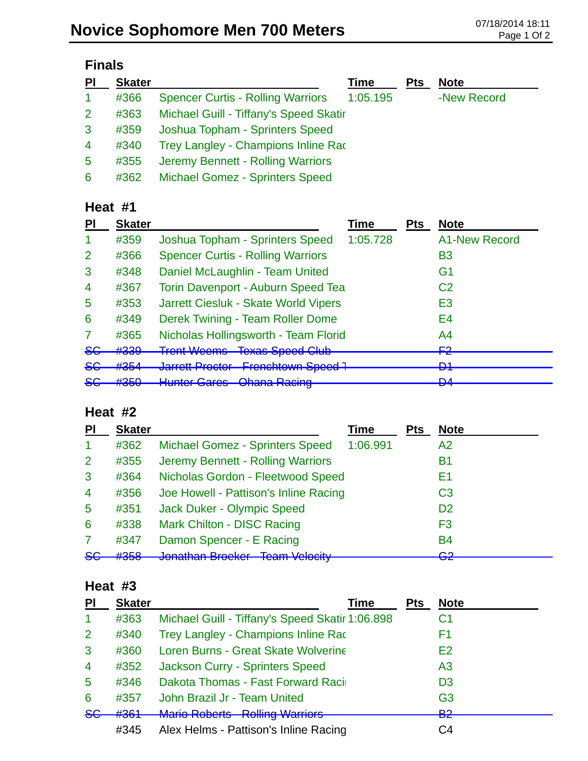# Novice Sophomore Men 700 Meters

07/18/2014 18:11

## Finals

| Pl | Skater | | Time | Pts | Note |
|---|---|---|---|---|---|
| 1 | #366 | Spencer Curtis - Rolling Warriors | 1:05.195 | | -New Record |
| 2 | #363 | Michael Guill - Tiffany's Speed Skatir | | | |
| 3 | #359 | Joshua Topham - Sprinters Speed | | | |
| 4 | #340 | Trey Langley - Champions Inline Rac | | | |
| 5 | #355 | Jeremy Bennett - Rolling Warriors | | | |
| 6 | #362 | Michael Gomez - Sprinters Speed | | | |

## Heat #1

| Pl | Skater | | Time | Pts | Note |
|---|---|---|---|---|---|
| 1 | #359 | Joshua Topham - Sprinters Speed | 1:05.728 | | A1-New Record |
| 2 | #366 | Spencer Curtis - Rolling Warriors | | | B3 |
| 3 | #348 | Daniel McLaughlin - Team United | | | G1 |
| 4 | #367 | Torin Davenport - Auburn Speed Tea | | | C2 |
| 5 | #353 | Jarrett Ciesluk - Skate World Vipers | | | E3 |
| 6 | #349 | Derek Twining - Team Roller Dome | | | E4 |
| 7 | #365 | Nicholas Hollingsworth - Team Florid | | | A4 |
| ~~SC~~ | ~~#339~~ | ~~Trent Weems - Texas Speed Club~~ | | | ~~F2~~ |
| ~~SC~~ | ~~#354~~ | ~~Jarrett Proctor - Frenchtown Speed T~~ | | | ~~D1~~ |
| ~~SC~~ | ~~#350~~ | ~~Hunter Gares - Ohana Racing~~ | | | ~~D4~~ |

## Heat #2

| Pl | Skater | | Time | Pts | Note |
|---|---|---|---|---|---|
| 1 | #362 | Michael Gomez - Sprinters Speed | 1:06.991 | | A2 |
| 2 | #355 | Jeremy Bennett - Rolling Warriors | | | B1 |
| 3 | #364 | Nicholas Gordon - Fleetwood Speed | | | E1 |
| 4 | #356 | Joe Howell - Pattison's Inline Racing | | | C3 |
| 5 | #351 | Jack Duker - Olympic Speed | | | D2 |
| 6 | #338 | Mark Chilton - DISC Racing | | | F3 |
| 7 | #347 | Damon Spencer - E Racing | | | B4 |
| ~~SC~~ | ~~#358~~ | ~~Jonathan Broeker - Team Velocity~~ | | | ~~G2~~ |

## Heat #3

| Pl | Skater | | Time | Pts | Note |
|---|---|---|---|---|---|
| 1 | #363 | Michael Guill - Tiffany's Speed Skatir | 1:06.898 | | C1 |
| 2 | #340 | Trey Langley - Champions Inline Rac | | | F1 |
| 3 | #360 | Loren Burns - Great Skate Wolverine | | | E2 |
| 4 | #352 | Jackson Curry - Sprinters Speed | | | A3 |
| 5 | #346 | Dakota Thomas - Fast Forward Racii | | | D3 |
| 6 | #357 | John Brazil Jr - Team United | | | G3 |
| ~~SC~~ | ~~#361~~ | ~~Mario Roberts - Rolling Warriors~~ | | | ~~B2~~ |
| | #345 | Alex Helms - Pattison's Inline Racing | | | C4 |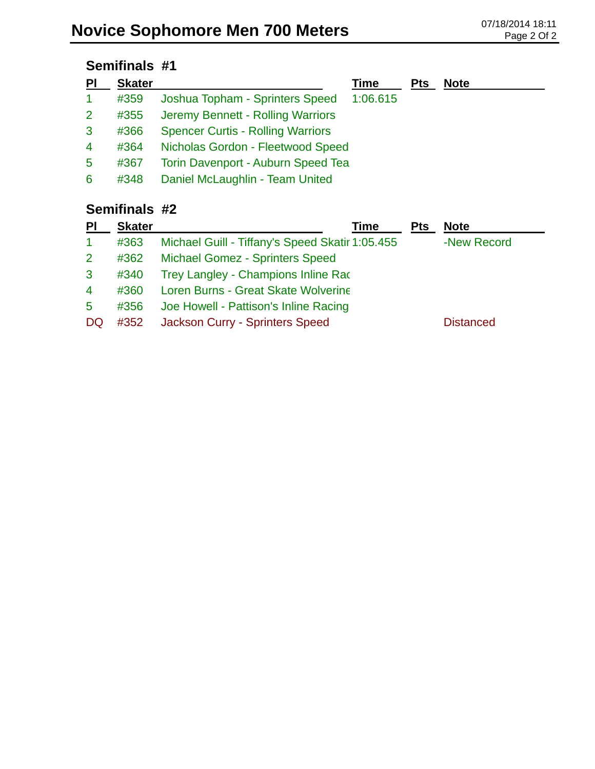# Novice Sophomore Men 700 Meters

## Semifinals #1

| Pl | Skater | | Time | Pts | Note |
|---|---|---|---|---|---|
| 1 | #359 | Joshua Topham - Sprinters Speed | 1:06.615 | | |
| 2 | #355 | Jeremy Bennett - Rolling Warriors | | | |
| 3 | #366 | Spencer Curtis - Rolling Warriors | | | |
| 4 | #364 | Nicholas Gordon - Fleetwood Speed | | | |
| 5 | #367 | Torin Davenport - Auburn Speed Tea | | | |
| 6 | #348 | Daniel McLaughlin - Team United | | | |

## Semifinals #2

| Pl | Skater | | Time | Pts | Note |
|---|---|---|---|---|---|
| 1 | #363 | Michael Guill - Tiffany's Speed Skatir | 1:05.455 | | -New Record |
| 2 | #362 | Michael Gomez - Sprinters Speed | | | |
| 3 | #340 | Trey Langley - Champions Inline Rac | | | |
| 4 | #360 | Loren Burns - Great Skate Wolverine | | | |
| 5 | #356 | Joe Howell - Pattison's Inline Racing | | | |
| DQ | #352 | Jackson Curry - Sprinters Speed | | | Distanced |